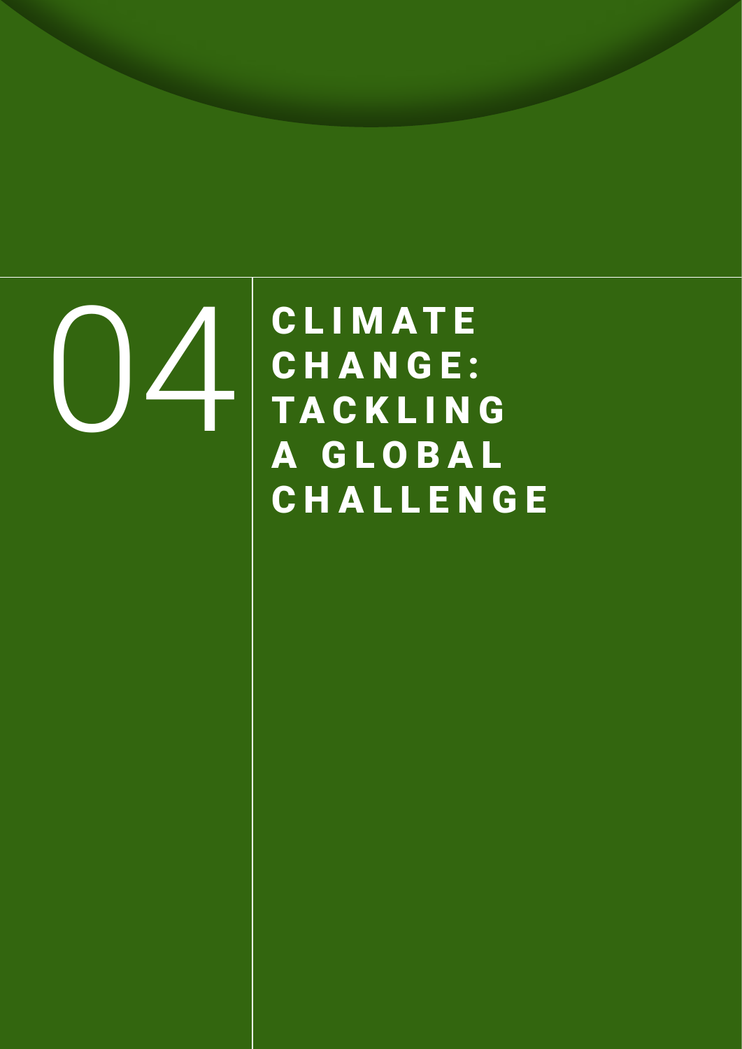# 04 CLIMATE CHANGE: TACKLING A GLOBAL CHALLENGE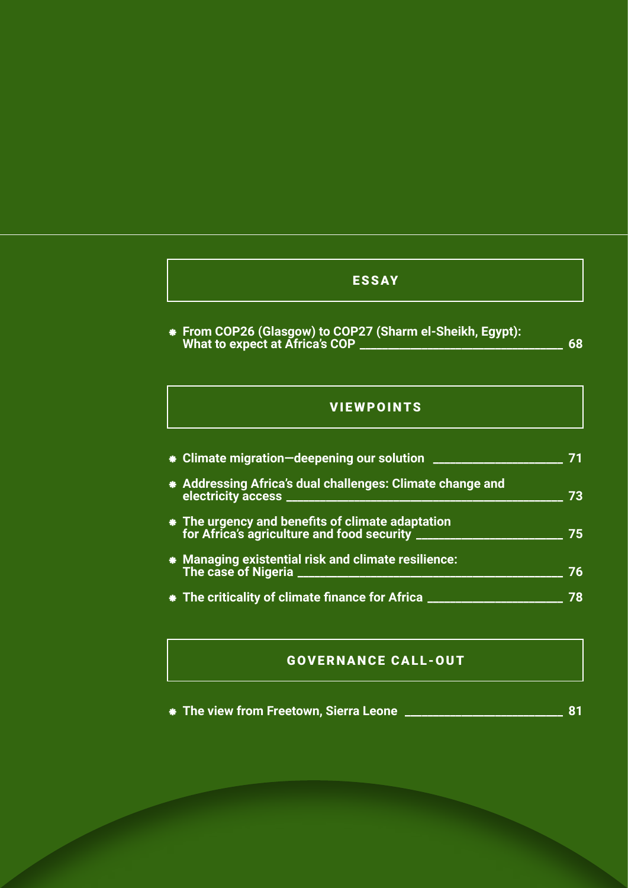## ESSAY

- **From COP26 (Glasgow) to COP27 (Sharm el-Sheikh, Egypt): What to expect at Africa's COP** — 68

## VIEWPOINTS

- **Climate migration—deepening our solution** — 71
- **Addressing Africa's dual challenges: Climate change and electricity access** — 73
- **The urgency and benefits of climate adaptation for Africa's agriculture and food security** — 75
- **Managing existential risk and climate resilience: The case of Nigeria** — 76
- **The criticality of climate finance for Africa** — 78

## GOVERNANCE CALL-OUT

- **The view from Freetown, Sierra Leone** — 81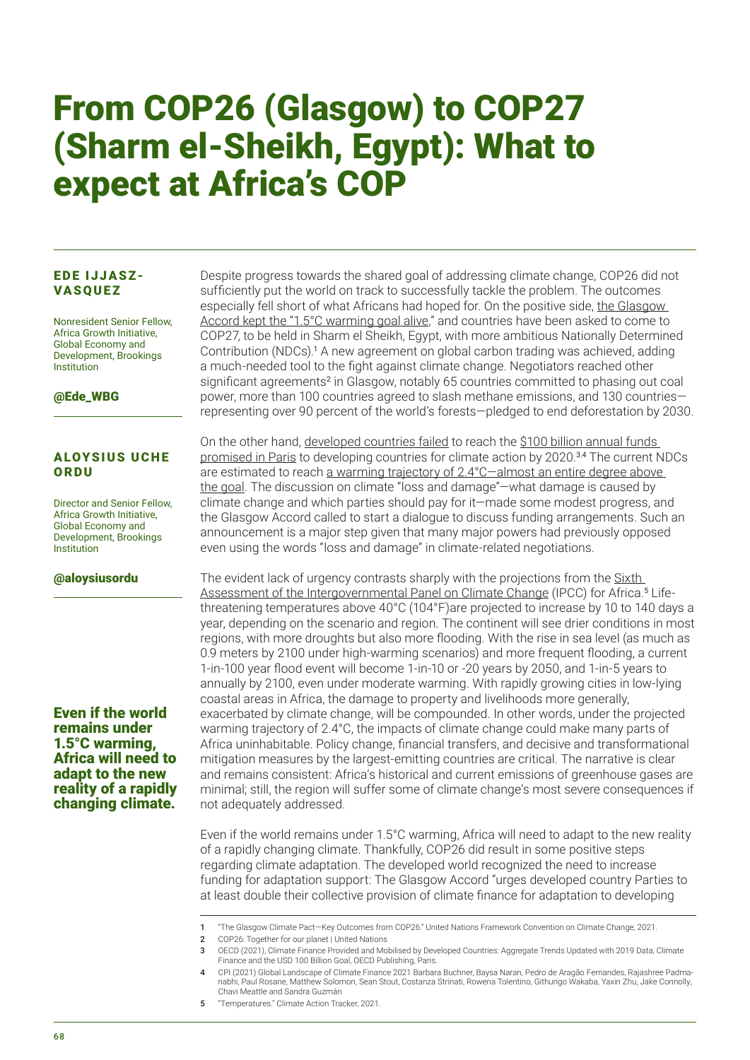# From COP26 (Glasgow) to COP27 (Sharm el-Sheikh, Egypt): What to expect at Africa's COP

**EDE IJJASZ-VASQUEZ**

Nonresident Senior Fellow, Africa Growth Initiative, Global Economy and Development, Brookings Institution

**@Ede_WBG**

**ALOYSIUS UCHE ORDU**

Director and Senior Fellow, Africa Growth Initiative, Global Economy and Development, Brookings Institution

**@aloysiusordu**

Despite progress towards the shared goal of addressing climate change, COP26 did not sufficiently put the world on track to successfully tackle the problem. The outcomes especially fell short of what Africans had hoped for. On the positive side, the Glasgow Accord kept the "1.5°C warming goal alive," and countries have been asked to come to COP27, to be held in Sharm el Sheikh, Egypt, with more ambitious Nationally Determined Contribution (NDCs).[1] A new agreement on global carbon trading was achieved, adding a much-needed tool to the fight against climate change. Negotiators reached other significant agreements[2] in Glasgow, notably 65 countries committed to phasing out coal power, more than 100 countries agreed to slash methane emissions, and 130 countries—representing over 90 percent of the world's forests—pledged to end deforestation by 2030.

On the other hand, developed countries failed to reach the $100 billion annual funds promised in Paris to developing countries for climate action by 2020.[3,4] The current NDCs are estimated to reach a warming trajectory of 2.4°C—almost an entire degree above the goal. The discussion on climate "loss and damage"—what damage is caused by climate change and which parties should pay for it—made some modest progress, and the Glasgow Accord called to start a dialogue to discuss funding arrangements. Such an announcement is a major step given that many major powers had previously opposed even using the words "loss and damage" in climate-related negotiations.

The evident lack of urgency contrasts sharply with the projections from the Sixth Assessment of the Intergovernmental Panel on Climate Change (IPCC) for Africa.[5] Life-threatening temperatures above 40°C (104°F)are projected to increase by 10 to 140 days a year, depending on the scenario and region. The continent will see drier conditions in most regions, with more droughts but also more flooding. With the rise in sea level (as much as 0.9 meters by 2100 under high-warming scenarios) and more frequent flooding, a current 1-in-100 year flood event will become 1-in-10 or -20 years by 2050, and 1-in-5 years to annually by 2100, even under moderate warming. With rapidly growing cities in low-lying coastal areas in Africa, the damage to property and livelihoods more generally, exacerbated by climate change, will be compounded. In other words, under the projected warming trajectory of 2.4°C, the impacts of climate change could make many parts of Africa uninhabitable. Policy change, financial transfers, and decisive and transformational mitigation measures by the largest-emitting countries are critical. The narrative is clear and remains consistent: Africa's historical and current emissions of greenhouse gases are minimal; still, the region will suffer some of climate change's most severe consequences if not adequately addressed.

**Even if the world remains under 1.5°C warming, Africa will need to adapt to the new reality of a rapidly changing climate.**

Even if the world remains under 1.5°C warming, Africa will need to adapt to the new reality of a rapidly changing climate. Thankfully, COP26 did result in some positive steps regarding climate adaptation. The developed world recognized the need to increase funding for adaptation support: The Glasgow Accord "urges developed country Parties to at least double their collective provision of climate finance for adaptation to developing

1 "The Glasgow Climate Pact—Key Outcomes from COP26." United Nations Framework Convention on Climate Change, 2021.

2 COP26: Together for our planet | United Nations

3 OECD (2021), Climate Finance Provided and Mobilised by Developed Countries: Aggregate Trends Updated with 2019 Data, Climate Finance and the USD 100 Billion Goal, OECD Publishing, Paris.

4 CPI (2021) Global Landscape of Climate Finance 2021 Barbara Buchner, Baysa Naran, Pedro de Aragão Fernandes, Rajashree Padmanabhi, Paul Rosane, Matthew Solomon, Sean Stout, Costanza Strinati, Rowena Tolentino, Githungo Wakaba, Yaxin Zhu, Jake Connolly, Chavi Meattle and Sandra Guzmán

5 "Temperatures." Climate Action Tracker, 2021.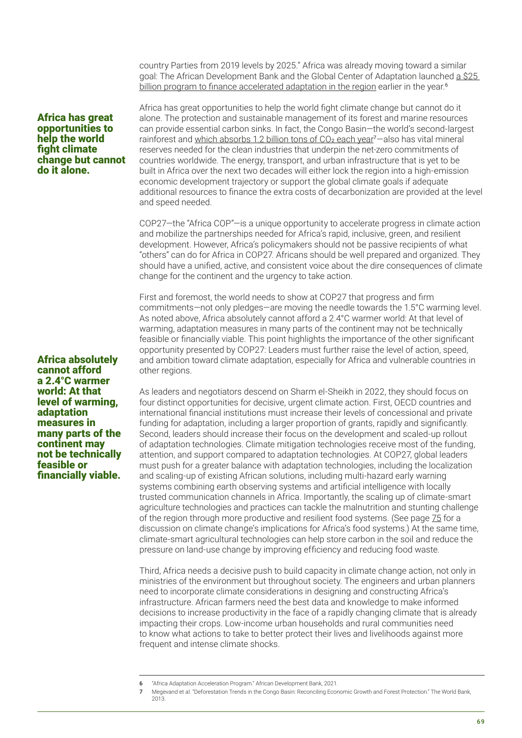country Parties from 2019 levels by 2025." Africa was already moving toward a similar goal: The African Development Bank and the Global Center of Adaptation launched a $25 billion program to finance accelerated adaptation in the region earlier in the year.[6]

**Africa has great opportunities to help the world fight climate change but cannot do it alone.**

Africa has great opportunities to help the world fight climate change but cannot do it alone. The protection and sustainable management of its forest and marine resources can provide essential carbon sinks. In fact, the Congo Basin—the world's second-largest rainforest and which absorbs 1.2 billion tons of $CO_2$ each year[7]—also has vital mineral reserves needed for the clean industries that underpin the net-zero commitments of countries worldwide. The energy, transport, and urban infrastructure that is yet to be built in Africa over the next two decades will either lock the region into a high-emission economic development trajectory or support the global climate goals if adequate additional resources to finance the extra costs of decarbonization are provided at the level and speed needed.

COP27—the "Africa COP"—is a unique opportunity to accelerate progress in climate action and mobilize the partnerships needed for Africa's rapid, inclusive, green, and resilient development. However, Africa's policymakers should not be passive recipients of what "others" can do for Africa in COP27. Africans should be well prepared and organized. They should have a unified, active, and consistent voice about the dire consequences of climate change for the continent and the urgency to take action.

First and foremost, the world needs to show at COP27 that progress and firm commitments—not only pledges—are moving the needle towards the 1.5°C warming level. As noted above, Africa absolutely cannot afford a 2.4°C warmer world: At that level of warming, adaptation measures in many parts of the continent may not be technically feasible or financially viable. This point highlights the importance of the other significant opportunity presented by COP27: Leaders must further raise the level of action, speed, and ambition toward climate adaptation, especially for Africa and vulnerable countries in other regions.

**Africa absolutely cannot afford a 2.4°C warmer world: At that level of warming, adaptation measures in many parts of the continent may not be technically feasible or financially viable.**

As leaders and negotiators descend on Sharm el-Sheikh in 2022, they should focus on four distinct opportunities for decisive, urgent climate action. First, OECD countries and international financial institutions must increase their levels of concessional and private funding for adaptation, including a larger proportion of grants, rapidly and significantly. Second, leaders should increase their focus on the development and scaled-up rollout of adaptation technologies. Climate mitigation technologies receive most of the funding, attention, and support compared to adaptation technologies. At COP27, global leaders must push for a greater balance with adaptation technologies, including the localization and scaling-up of existing African solutions, including multi-hazard early warning systems combining earth observing systems and artificial intelligence with locally trusted communication channels in Africa. Importantly, the scaling up of climate-smart agriculture technologies and practices can tackle the malnutrition and stunting challenge of the region through more productive and resilient food systems. (See page 75 for a discussion on climate change's implications for Africa's food systems.) At the same time, climate-smart agricultural technologies can help store carbon in the soil and reduce the pressure on land-use change by improving efficiency and reducing food waste.

Third, Africa needs a decisive push to build capacity in climate change action, not only in ministries of the environment but throughout society. The engineers and urban planners need to incorporate climate considerations in designing and constructing Africa's infrastructure. African farmers need the best data and knowledge to make informed decisions to increase productivity in the face of a rapidly changing climate that is already impacting their crops. Low-income urban households and rural communities need to know what actions to take to better protect their lives and livelihoods against more frequent and intense climate shocks.

---

6 "Africa Adaptation Acceleration Program." African Development Bank, 2021.

7 Megevand et al. "Deforestation Trends in the Congo Basin: Reconciling Economic Growth and Forest Protection." The World Bank, 2013.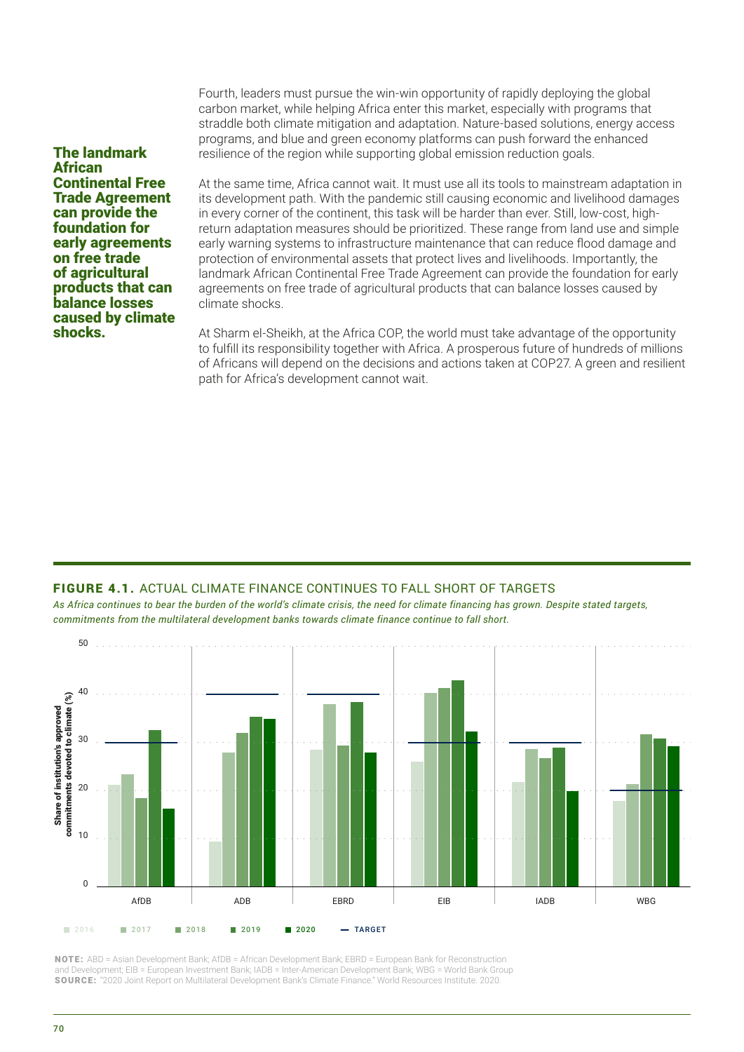Fourth, leaders must pursue the win-win opportunity of rapidly deploying the global carbon market, while helping Africa enter this market, especially with programs that straddle both climate mitigation and adaptation. Nature-based solutions, energy access programs, and blue and green economy platforms can push forward the enhanced resilience of the region while supporting global emission reduction goals.

**The landmark African Continental Free Trade Agreement can provide the foundation for early agreements on free trade of agricultural products that can balance losses caused by climate shocks.**

At the same time, Africa cannot wait. It must use all its tools to mainstream adaptation in its development path. With the pandemic still causing economic and livelihood damages in every corner of the continent, this task will be harder than ever. Still, low-cost, high-return adaptation measures should be prioritized. These range from land use and simple early warning systems to infrastructure maintenance that can reduce flood damage and protection of environmental assets that protect lives and livelihoods. Importantly, the landmark African Continental Free Trade Agreement can provide the foundation for early agreements on free trade of agricultural products that can balance losses caused by climate shocks.

At Sharm el-Sheikh, at the Africa COP, the world must take advantage of the opportunity to fulfill its responsibility together with Africa. A prosperous future of hundreds of millions of Africans will depend on the decisions and actions taken at COP27. A green and resilient path for Africa's development cannot wait.

**FIGURE 4.1.** ACTUAL CLIMATE FINANCE CONTINUES TO FALL SHORT OF TARGETS

*As Africa continues to bear the burden of the world's climate crisis, the need for climate financing has grown. Despite stated targets, commitments from the multilateral development banks towards climate finance continue to fall short.*

Share of institution's approved commitments devoted to climate (%)

| | 2016 | 2017 | 2018 | 2019 | 2020 | TARGET |
|---|---|---|---|---|---|---|
| AfDB | 21 | 23 | 18 | 32 | 16 | 30 |
| ADB | 9 | 28 | 32 | 35 | 35 | 40 |
| EBRD | 28 | 38 | 29 | 38 | 28 | 40 |
| EIB | 26 | 40 | 41 | 43 | 32 | 30 |
| IADB | 22 | 29 | 27 | 29 | 20 | 30 |
| WBG | 18 | 21 | 32 | 31 | 29 | 20 |

**NOTE:** ABD = Asian Development Bank; AfDB = African Development Bank; EBRD = European Bank for Reconstruction and Development; EIB = European Investment Bank; IADB = Inter-American Development Bank; WBG = World Bank Group
**SOURCE:** "2020 Joint Report on Multilateral Development Bank's Climate Finance." World Resources Institute. 2020.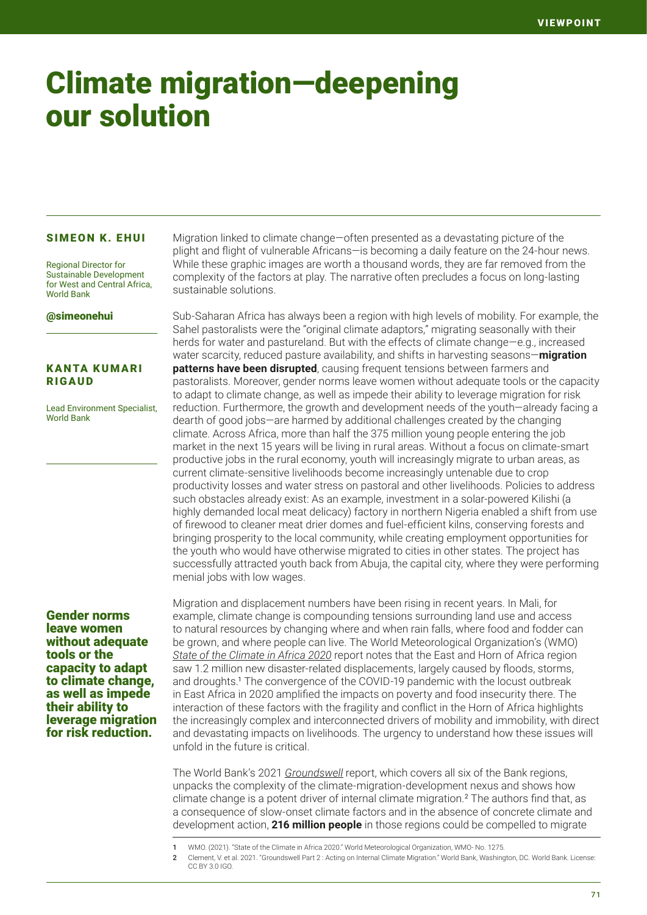# Climate migration—deepening our solution

**SIMEON K. EHUI**

Regional Director for Sustainable Development for West and Central Africa, World Bank

@simeonehui

**KANTA KUMARI RIGAUD**

Lead Environment Specialist, World Bank

Migration linked to climate change—often presented as a devastating picture of the plight and flight of vulnerable Africans—is becoming a daily feature on the 24-hour news. While these graphic images are worth a thousand words, they are far removed from the complexity of the factors at play. The narrative often precludes a focus on long-lasting sustainable solutions.

Sub-Saharan Africa has always been a region with high levels of mobility. For example, the Sahel pastoralists were the "original climate adaptors," migrating seasonally with their herds for water and pastureland. But with the effects of climate change—e.g., increased water scarcity, reduced pasture availability, and shifts in harvesting seasons—**migration patterns have been disrupted**, causing frequent tensions between farmers and pastoralists. Moreover, gender norms leave women without adequate tools or the capacity to adapt to climate change, as well as impede their ability to leverage migration for risk reduction. Furthermore, the growth and development needs of the youth—already facing a dearth of good jobs—are harmed by additional challenges created by the changing climate. Across Africa, more than half the 375 million young people entering the job market in the next 15 years will be living in rural areas. Without a focus on climate-smart productive jobs in the rural economy, youth will increasingly migrate to urban areas, as current climate-sensitive livelihoods become increasingly untenable due to crop productivity losses and water stress on pastoral and other livelihoods. Policies to address such obstacles already exist: As an example, investment in a solar-powered Kilishi (a highly demanded local meat delicacy) factory in northern Nigeria enabled a shift from use of firewood to cleaner meat drier domes and fuel-efficient kilns, conserving forests and bringing prosperity to the local community, while creating employment opportunities for the youth who would have otherwise migrated to cities in other states. The project has successfully attracted youth back from Abuja, the capital city, where they were performing menial jobs with low wages.

**Gender norms leave women without adequate tools or the capacity to adapt to climate change, as well as impede their ability to leverage migration for risk reduction.**

Migration and displacement numbers have been rising in recent years. In Mali, for example, climate change is compounding tensions surrounding land use and access to natural resources by changing where and when rain falls, where food and fodder can be grown, and where people can live. The World Meteorological Organization's (WMO) *State of the Climate in Africa 2020* report notes that the East and Horn of Africa region saw 1.2 million new disaster-related displacements, largely caused by floods, storms, and droughts.[1] The convergence of the COVID-19 pandemic with the locust outbreak in East Africa in 2020 amplified the impacts on poverty and food insecurity there. The interaction of these factors with the fragility and conflict in the Horn of Africa highlights the increasingly complex and interconnected drivers of mobility and immobility, with direct and devastating impacts on livelihoods. The urgency to understand how these issues will unfold in the future is critical.

The World Bank's 2021 *Groundswell* report, which covers all six of the Bank regions, unpacks the complexity of the climate-migration-development nexus and shows how climate change is a potent driver of internal climate migration.[2] The authors find that, as a consequence of slow-onset climate factors and in the absence of concrete climate and development action, **216 million people** in those regions could be compelled to migrate

1 WMO. (2021). "State of the Climate in Africa 2020." World Meteorological Organization, WMO- No. 1275.

2 Clement, V. et al. 2021. "Groundswell Part 2 : Acting on Internal Climate Migration." World Bank, Washington, DC. World Bank. License: CC BY 3.0 IGO.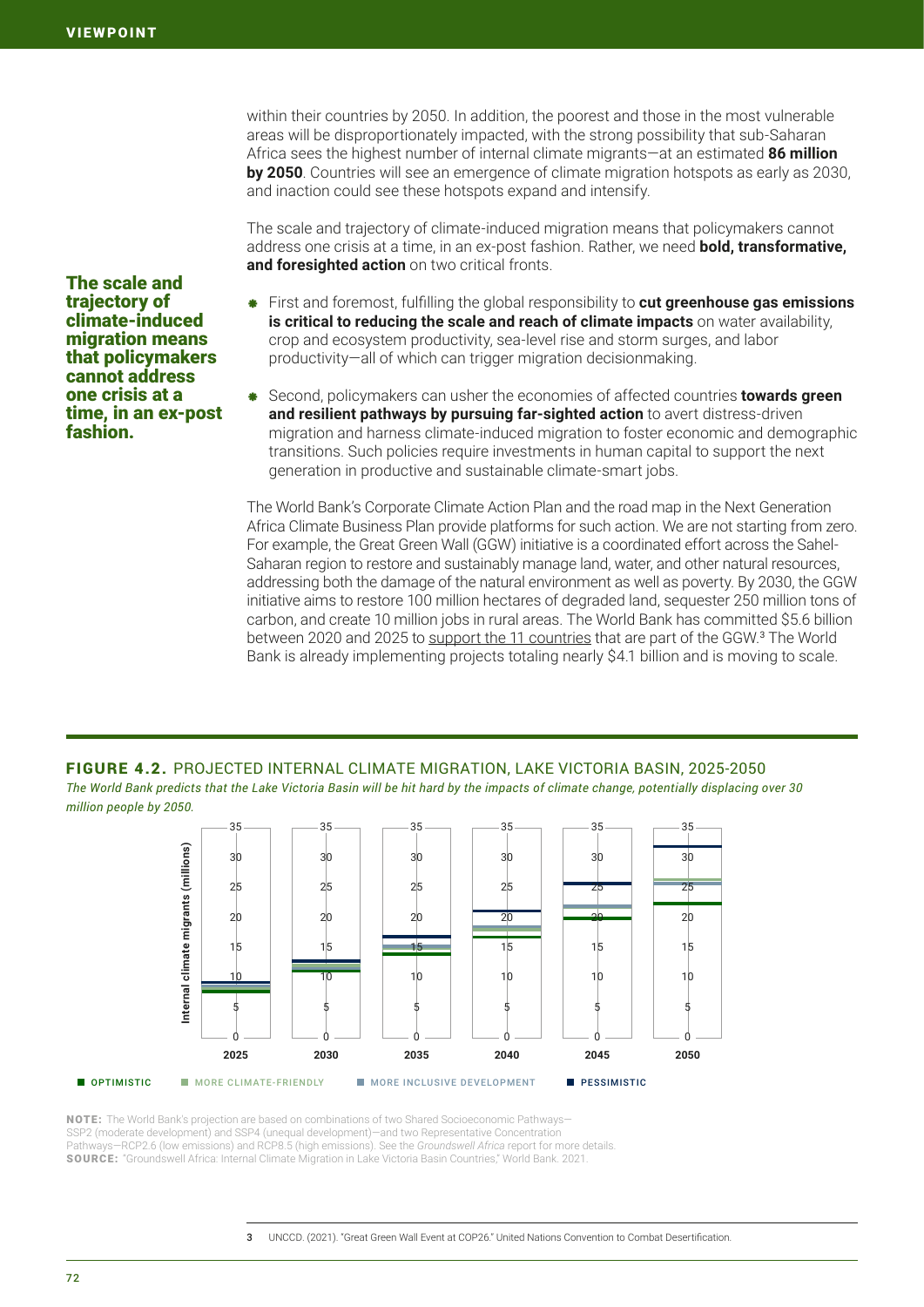within their countries by 2050. In addition, the poorest and those in the most vulnerable areas will be disproportionately impacted, with the strong possibility that sub-Saharan Africa sees the highest number of internal climate migrants—at an estimated **86 million by 2050**. Countries will see an emergence of climate migration hotspots as early as 2030, and inaction could see these hotspots expand and intensify.

The scale and trajectory of climate-induced migration means that policymakers cannot address one crisis at a time, in an ex-post fashion. Rather, we need **bold, transformative, and foresighted action** on two critical fronts.

**The scale and trajectory of climate-induced migration means that policymakers cannot address one crisis at a time, in an ex-post fashion.**

- First and foremost, fulfilling the global responsibility to **cut greenhouse gas emissions is critical to reducing the scale and reach of climate impacts** on water availability, crop and ecosystem productivity, sea-level rise and storm surges, and labor productivity—all of which can trigger migration decisionmaking.
- Second, policymakers can usher the economies of affected countries **towards green and resilient pathways by pursuing far-sighted action** to avert distress-driven migration and harness climate-induced migration to foster economic and demographic transitions. Such policies require investments in human capital to support the next generation in productive and sustainable climate-smart jobs.

The World Bank's Corporate Climate Action Plan and the road map in the Next Generation Africa Climate Business Plan provide platforms for such action. We are not starting from zero. For example, the Great Green Wall (GGW) initiative is a coordinated effort across the Sahel-Saharan region to restore and sustainably manage land, water, and other natural resources, addressing both the damage of the natural environment as well as poverty. By 2030, the GGW initiative aims to restore 100 million hectares of degraded land, sequester 250 million tons of carbon, and create 10 million jobs in rural areas. The World Bank has committed $5.6 billion between 2020 and 2025 to support the 11 countries that are part of the GGW.[3] The World Bank is already implementing projects totaling nearly $4.1 billion and is moving to scale.

**FIGURE 4.2.** PROJECTED INTERNAL CLIMATE MIGRATION, LAKE VICTORIA BASIN, 2025-2050

*The World Bank predicts that the Lake Victoria Basin will be hit hard by the impacts of climate change, potentially displacing over 30 million people by 2050.*

Internal climate migrants (millions)

Years: 2025, 2030, 2035, 2040, 2045, 2050

Legend: OPTIMISTIC, MORE CLIMATE-FRIENDLY, MORE INCLUSIVE DEVELOPMENT, PESSIMISTIC

**NOTE:** The World Bank's projection are based on combinations of two Shared Socioeconomic Pathways—SSP2 (moderate development) and SSP4 (unequal development)—and two Representative Concentration Pathways—RCP2.6 (low emissions) and RCP8.5 (high emissions). See the *Groundswell Africa* report for more details.

**SOURCE:** "Groundswell Africa: Internal Climate Migration in Lake Victoria Basin Countries," World Bank. 2021.

3 UNCCD. (2021). "Great Green Wall Event at COP26." United Nations Convention to Combat Desertification.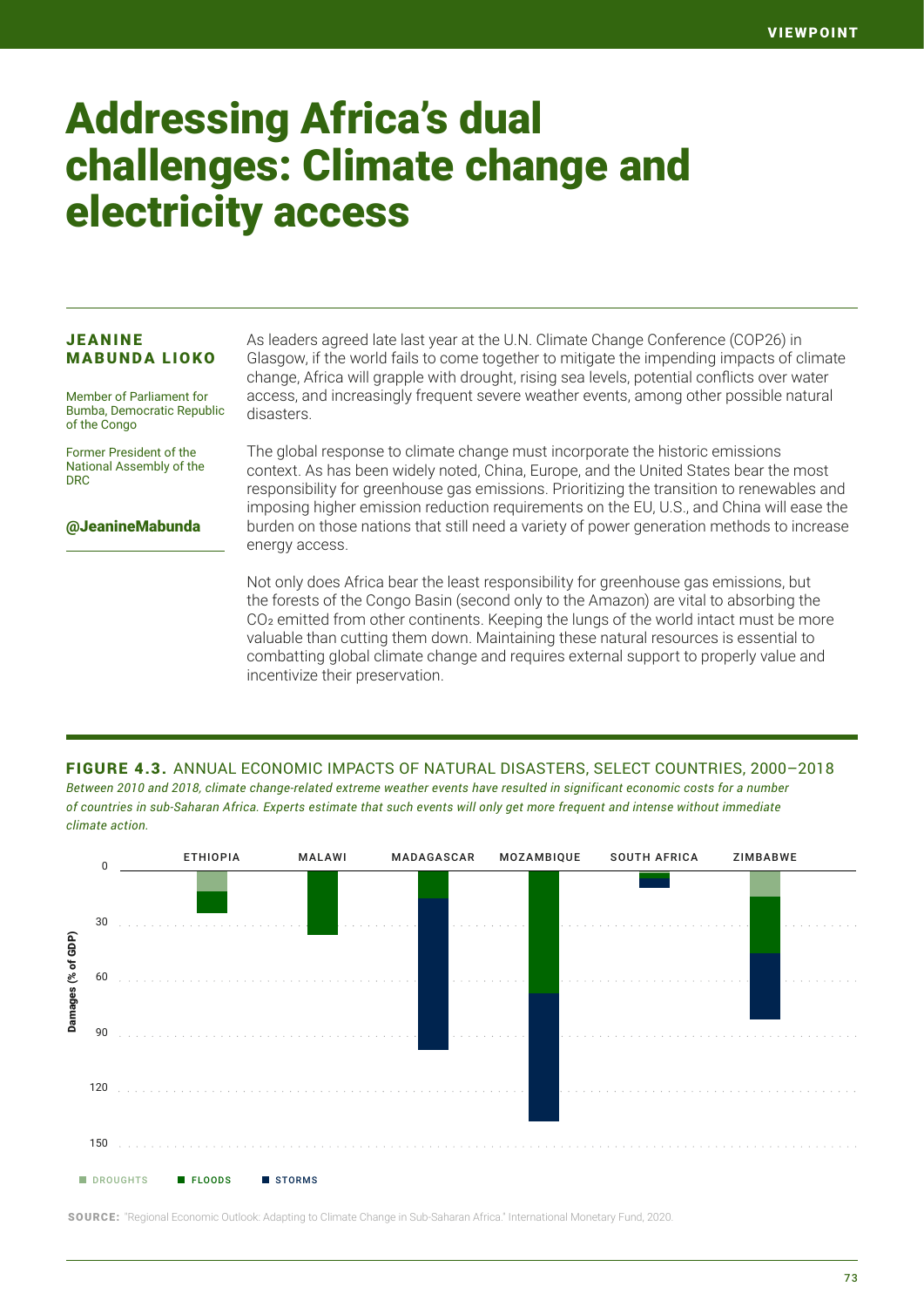# Addressing Africa's dual challenges: Climate change and electricity access

**JEANINE MABUNDA LIOKO**

Member of Parliament for Bumba, Democratic Republic of the Congo

Former President of the National Assembly of the DRC

@JeanineMabunda

As leaders agreed late last year at the U.N. Climate Change Conference (COP26) in Glasgow, if the world fails to come together to mitigate the impending impacts of climate change, Africa will grapple with drought, rising sea levels, potential conflicts over water access, and increasingly frequent severe weather events, among other possible natural disasters.

The global response to climate change must incorporate the historic emissions context. As has been widely noted, China, Europe, and the United States bear the most responsibility for greenhouse gas emissions. Prioritizing the transition to renewables and imposing higher emission reduction requirements on the EU, U.S., and China will ease the burden on those nations that still need a variety of power generation methods to increase energy access.

Not only does Africa bear the least responsibility for greenhouse gas emissions, but the forests of the Congo Basin (second only to the Amazon) are vital to absorbing the $CO_2$ emitted from other continents. Keeping the lungs of the world intact must be more valuable than cutting them down. Maintaining these natural resources is essential to combatting global climate change and requires external support to properly value and incentivize their preservation.

**FIGURE 4.3.** ANNUAL ECONOMIC IMPACTS OF NATURAL DISASTERS, SELECT COUNTRIES, 2000–2018

*Between 2010 and 2018, climate change-related extreme weather events have resulted in significant economic costs for a number of countries in sub-Saharan Africa. Experts estimate that such events will only get more frequent and intense without immediate climate action.*

Damages (% of GDP): Ethiopia, Malawi, Madagascar, Mozambique, South Africa, Zimbabwe. Legend: Droughts, Floods, Storms.

**SOURCE:** "Regional Economic Outlook: Adapting to Climate Change in Sub-Saharan Africa." International Monetary Fund, 2020.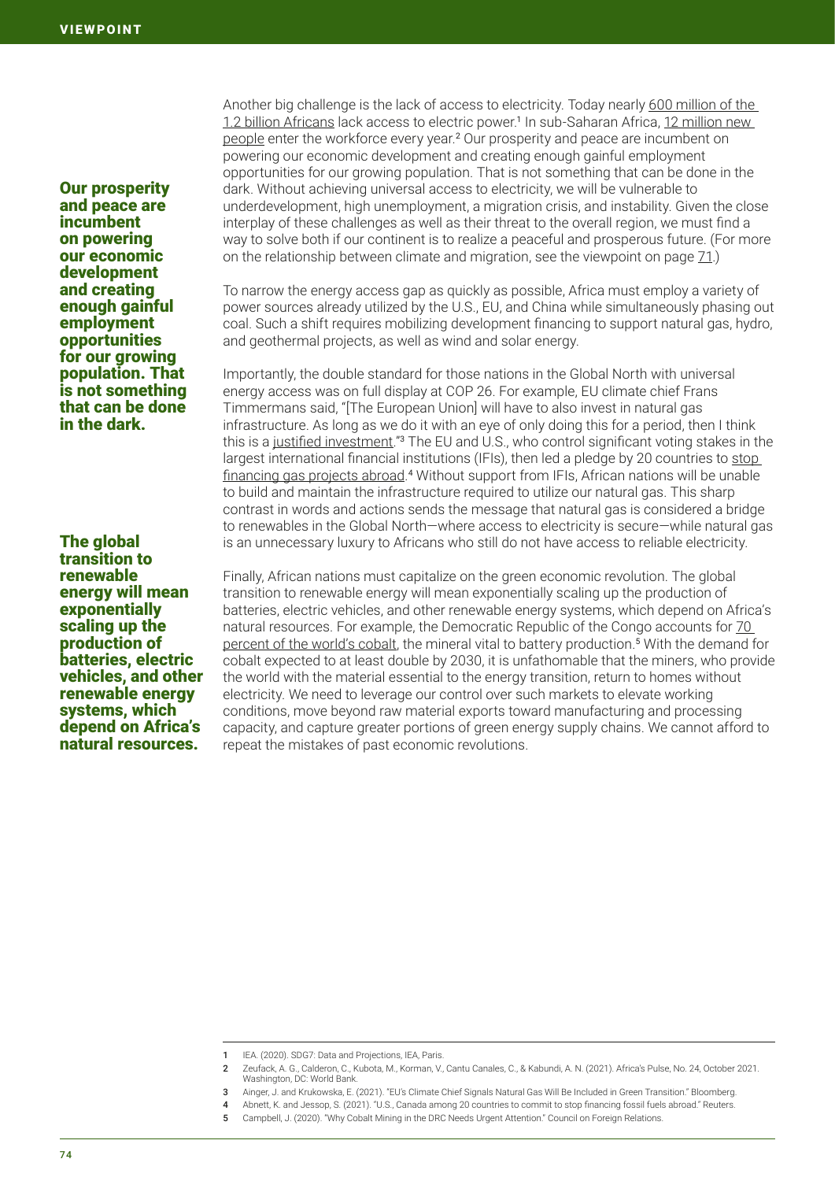**Our prosperity and peace are incumbent on powering our economic development and creating enough gainful employment opportunities for our growing population. That is not something that can be done in the dark.**

Another big challenge is the lack of access to electricity. Today nearly 600 million of the 1.2 billion Africans lack access to electric power.[1] In sub-Saharan Africa, 12 million new people enter the workforce every year.[2] Our prosperity and peace are incumbent on powering our economic development and creating enough gainful employment opportunities for our growing population. That is not something that can be done in the dark. Without achieving universal access to electricity, we will be vulnerable to underdevelopment, high unemployment, a migration crisis, and instability. Given the close interplay of these challenges as well as their threat to the overall region, we must find a way to solve both if our continent is to realize a peaceful and prosperous future. (For more on the relationship between climate and migration, see the viewpoint on page 71.)

To narrow the energy access gap as quickly as possible, Africa must employ a variety of power sources already utilized by the U.S., EU, and China while simultaneously phasing out coal. Such a shift requires mobilizing development financing to support natural gas, hydro, and geothermal projects, as well as wind and solar energy.

Importantly, the double standard for those nations in the Global North with universal energy access was on full display at COP 26. For example, EU climate chief Frans Timmermans said, "[The European Union] will have to also invest in natural gas infrastructure. As long as we do it with an eye of only doing this for a period, then I think this is a justified investment."[3] The EU and U.S., who control significant voting stakes in the largest international financial institutions (IFIs), then led a pledge by 20 countries to stop financing gas projects abroad.[4] Without support from IFIs, African nations will be unable to build and maintain the infrastructure required to utilize our natural gas. This sharp contrast in words and actions sends the message that natural gas is considered a bridge to renewables in the Global North—where access to electricity is secure—while natural gas is an unnecessary luxury to Africans who still do not have access to reliable electricity.

**The global transition to renewable energy will mean exponentially scaling up the production of batteries, electric vehicles, and other renewable energy systems, which depend on Africa's natural resources.**

Finally, African nations must capitalize on the green economic revolution. The global transition to renewable energy will mean exponentially scaling up the production of batteries, electric vehicles, and other renewable energy systems, which depend on Africa's natural resources. For example, the Democratic Republic of the Congo accounts for 70 percent of the world's cobalt, the mineral vital to battery production.[5] With the demand for cobalt expected to at least double by 2030, it is unfathomable that the miners, who provide the world with the material essential to the energy transition, return to homes without electricity. We need to leverage our control over such markets to elevate working conditions, move beyond raw material exports toward manufacturing and processing capacity, and capture greater portions of green energy supply chains. We cannot afford to repeat the mistakes of past economic revolutions.

---

1. IEA. (2020). SDG7: Data and Projections, IEA, Paris.
2. Zeufack, A. G., Calderon, C., Kubota, M., Korman, V., Cantu Canales, C., & Kabundi, A. N. (2021). Africa's Pulse, No. 24, October 2021. Washington, DC: World Bank.
3. Ainger, J. and Krukowska, E. (2021). "EU's Climate Chief Signals Natural Gas Will Be Included in Green Transition." Bloomberg.
4. Abnett, K. and Jessop, S. (2021). "U.S., Canada among 20 countries to commit to stop financing fossil fuels abroad." Reuters.
5. Campbell, J. (2020). "Why Cobalt Mining in the DRC Needs Urgent Attention." Council on Foreign Relations.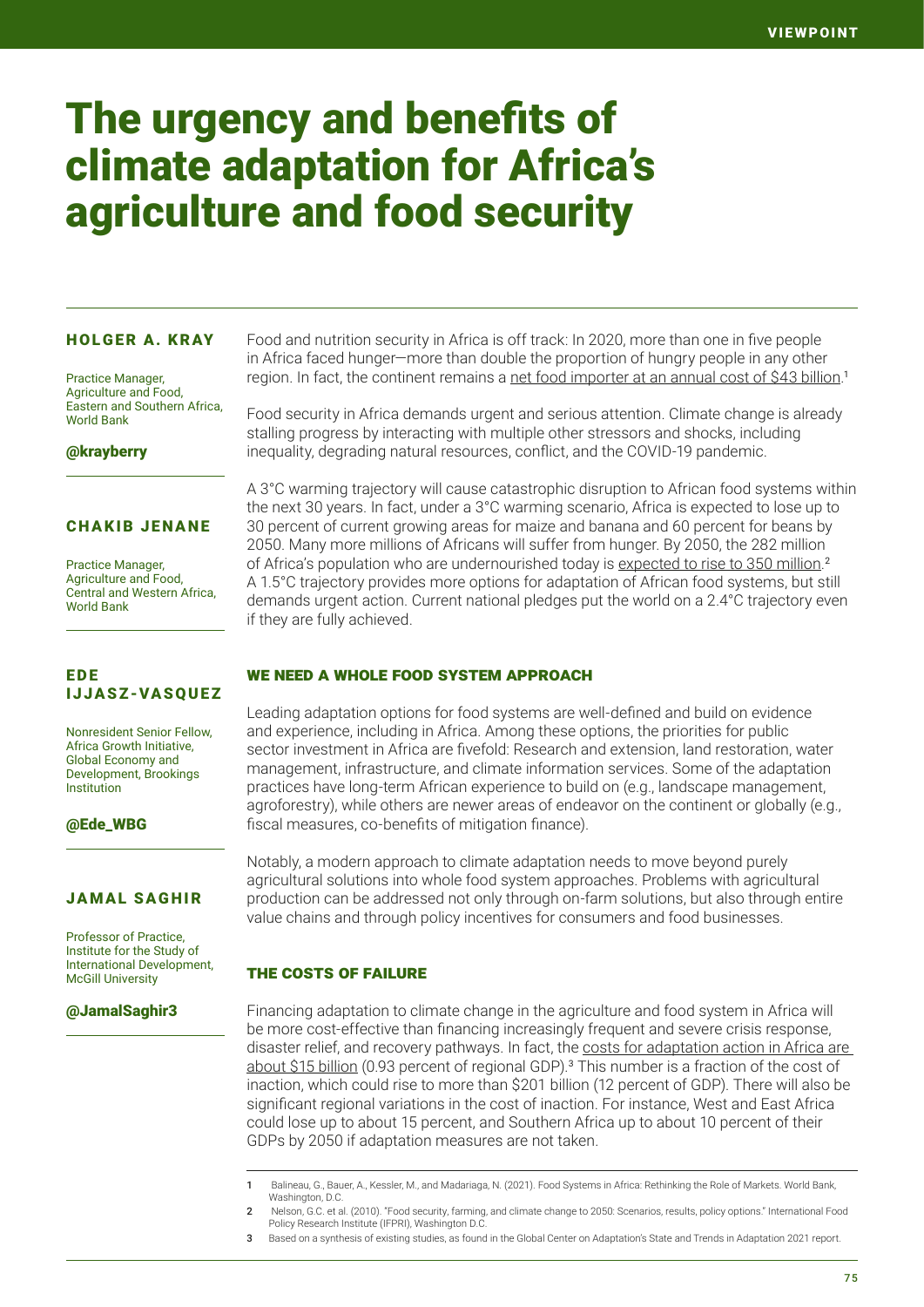# The urgency and benefits of climate adaptation for Africa's agriculture and food security

**HOLGER A. KRAY**

Practice Manager, Agriculture and Food, Eastern and Southern Africa, World Bank

@krayberry

**CHAKIB JENANE**

Practice Manager, Agriculture and Food, Central and Western Africa, World Bank

**EDE IJJASZ-VASQUEZ**

Nonresident Senior Fellow, Africa Growth Initiative, Global Economy and Development, Brookings Institution

@Ede_WBG

**JAMAL SAGHIR**

Professor of Practice, Institute for the Study of International Development, McGill University

@JamalSaghir3

Food and nutrition security in Africa is off track: In 2020, more than one in five people in Africa faced hunger—more than double the proportion of hungry people in any other region. In fact, the continent remains a net food importer at an annual cost of $43 billion.[1]

Food security in Africa demands urgent and serious attention. Climate change is already stalling progress by interacting with multiple other stressors and shocks, including inequality, degrading natural resources, conflict, and the COVID-19 pandemic.

A 3°C warming trajectory will cause catastrophic disruption to African food systems within the next 30 years. In fact, under a 3°C warming scenario, Africa is expected to lose up to 30 percent of current growing areas for maize and banana and 60 percent for beans by 2050. Many more millions of Africans will suffer from hunger. By 2050, the 282 million of Africa's population who are undernourished today is expected to rise to 350 million.[2] A 1.5°C trajectory provides more options for adaptation of African food systems, but still demands urgent action. Current national pledges put the world on a 2.4°C trajectory even if they are fully achieved.

## WE NEED A WHOLE FOOD SYSTEM APPROACH

Leading adaptation options for food systems are well-defined and build on evidence and experience, including in Africa. Among these options, the priorities for public sector investment in Africa are fivefold: Research and extension, land restoration, water management, infrastructure, and climate information services. Some of the adaptation practices have long-term African experience to build on (e.g., landscape management, agroforestry), while others are newer areas of endeavor on the continent or globally (e.g., fiscal measures, co-benefits of mitigation finance).

Notably, a modern approach to climate adaptation needs to move beyond purely agricultural solutions into whole food system approaches. Problems with agricultural production can be addressed not only through on-farm solutions, but also through entire value chains and through policy incentives for consumers and food businesses.

## THE COSTS OF FAILURE

Financing adaptation to climate change in the agriculture and food system in Africa will be more cost-effective than financing increasingly frequent and severe crisis response, disaster relief, and recovery pathways. In fact, the costs for adaptation action in Africa are about $15 billion (0.93 percent of regional GDP).[3] This number is a fraction of the cost of inaction, which could rise to more than $201 billion (12 percent of GDP). There will also be significant regional variations in the cost of inaction. For instance, West and East Africa could lose up to about 15 percent, and Southern Africa up to about 10 percent of their GDPs by 2050 if adaptation measures are not taken.

1 Balineau, G., Bauer, A., Kessler, M., and Madariaga, N. (2021). Food Systems in Africa: Rethinking the Role of Markets. World Bank, Washington, D.C.

2 Nelson, G.C. et al. (2010). "Food security, farming, and climate change to 2050: Scenarios, results, policy options." International Food Policy Research Institute (IFPRI), Washington D.C.

3 Based on a synthesis of existing studies, as found in the Global Center on Adaptation's State and Trends in Adaptation 2021 report.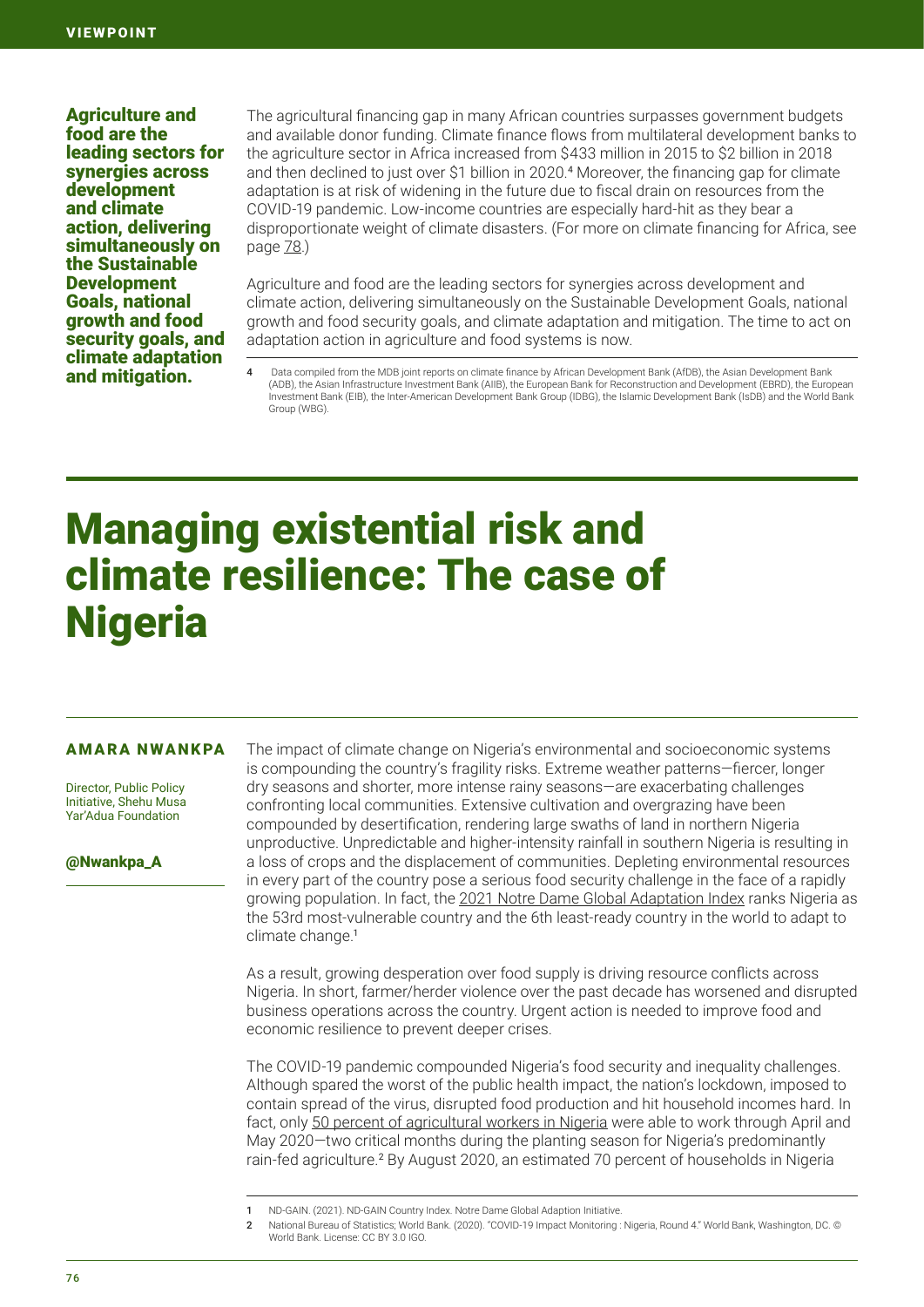**Agriculture and food are the leading sectors for synergies across development and climate action, delivering simultaneously on the Sustainable Development Goals, national growth and food security goals, and climate adaptation and mitigation.**

The agricultural financing gap in many African countries surpasses government budgets and available donor funding. Climate finance flows from multilateral development banks to the agriculture sector in Africa increased from $433 million in 2015 to $2 billion in 2018 and then declined to just over $1 billion in 2020.[4] Moreover, the financing gap for climate adaptation is at risk of widening in the future due to fiscal drain on resources from the COVID-19 pandemic. Low-income countries are especially hard-hit as they bear a disproportionate weight of climate disasters. (For more on climate financing for Africa, see page 78.)

Agriculture and food are the leading sectors for synergies across development and climate action, delivering simultaneously on the Sustainable Development Goals, national growth and food security goals, and climate adaptation and mitigation. The time to act on adaptation action in agriculture and food systems is now.

4 Data compiled from the MDB joint reports on climate finance by African Development Bank (AfDB), the Asian Development Bank (ADB), the Asian Infrastructure Investment Bank (AIIB), the European Bank for Reconstruction and Development (EBRD), the European Investment Bank (EIB), the Inter-American Development Bank Group (IDBG), the Islamic Development Bank (IsDB) and the World Bank Group (WBG).

# Managing existential risk and climate resilience: The case of Nigeria

**AMARA NWANKPA**

Director, Public Policy Initiative, Shehu Musa Yar'Adua Foundation

@Nwankpa_A

The impact of climate change on Nigeria's environmental and socioeconomic systems is compounding the country's fragility risks. Extreme weather patterns—fiercer, longer dry seasons and shorter, more intense rainy seasons—are exacerbating challenges confronting local communities. Extensive cultivation and overgrazing have been compounded by desertification, rendering large swaths of land in northern Nigeria unproductive. Unpredictable and higher-intensity rainfall in southern Nigeria is resulting in a loss of crops and the displacement of communities. Depleting environmental resources in every part of the country pose a serious food security challenge in the face of a rapidly growing population. In fact, the 2021 Notre Dame Global Adaptation Index ranks Nigeria as the 53rd most-vulnerable country and the 6th least-ready country in the world to adapt to climate change.[1]

As a result, growing desperation over food supply is driving resource conflicts across Nigeria. In short, farmer/herder violence over the past decade has worsened and disrupted business operations across the country. Urgent action is needed to improve food and economic resilience to prevent deeper crises.

The COVID-19 pandemic compounded Nigeria's food security and inequality challenges. Although spared the worst of the public health impact, the nation's lockdown, imposed to contain spread of the virus, disrupted food production and hit household incomes hard. In fact, only 50 percent of agricultural workers in Nigeria were able to work through April and May 2020—two critical months during the planting season for Nigeria's predominantly rain-fed agriculture.[2] By August 2020, an estimated 70 percent of households in Nigeria

1 ND-GAIN. (2021). ND-GAIN Country Index. Notre Dame Global Adaption Initiative.

2 National Bureau of Statistics; World Bank. (2020). "COVID-19 Impact Monitoring : Nigeria, Round 4." World Bank, Washington, DC. © World Bank. License: CC BY 3.0 IGO.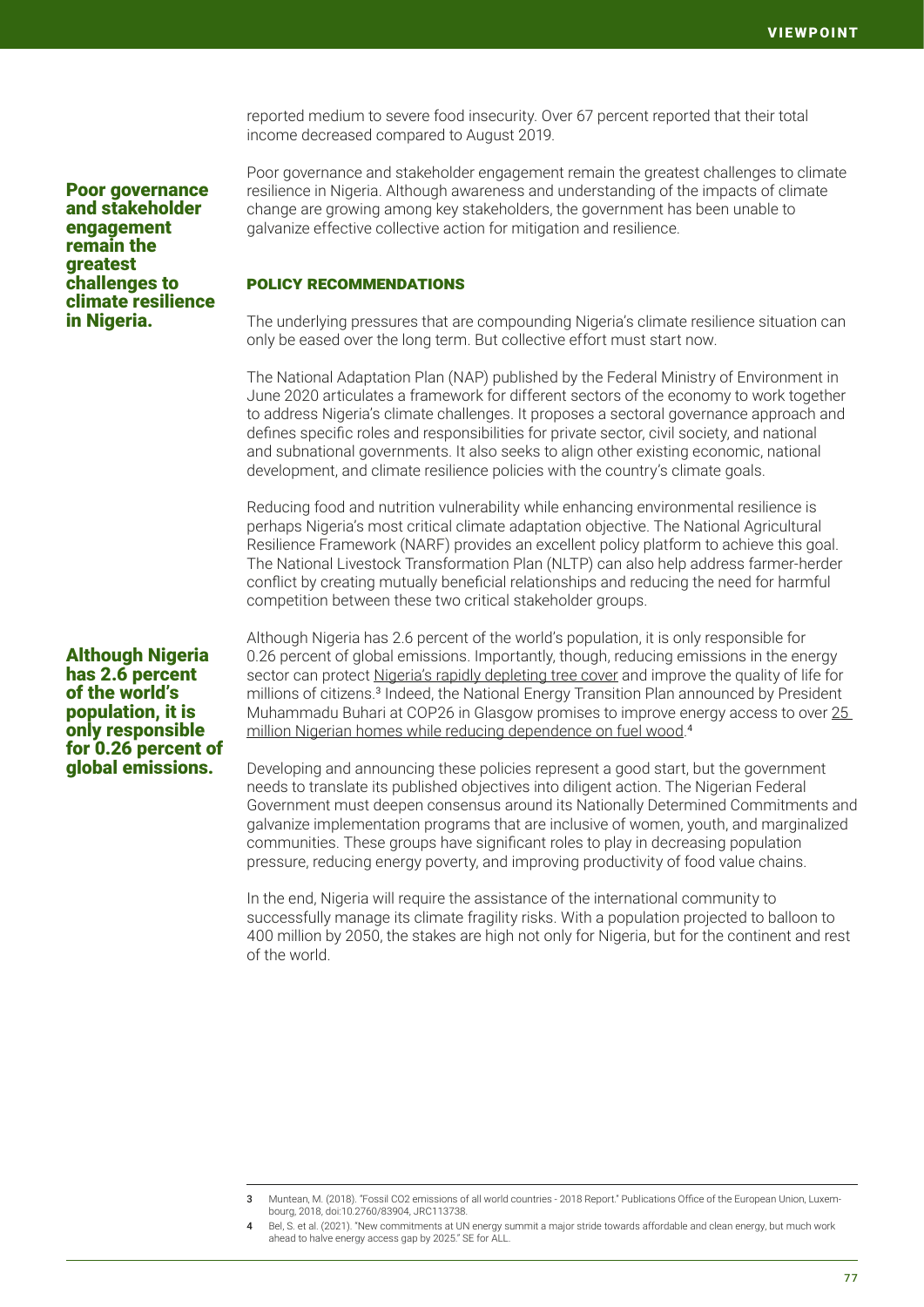reported medium to severe food insecurity. Over 67 percent reported that their total income decreased compared to August 2019.

**Poor governance and stakeholder engagement remain the greatest challenges to climate resilience in Nigeria.**

Poor governance and stakeholder engagement remain the greatest challenges to climate resilience in Nigeria. Although awareness and understanding of the impacts of climate change are growing among key stakeholders, the government has been unable to galvanize effective collective action for mitigation and resilience.

## POLICY RECOMMENDATIONS

The underlying pressures that are compounding Nigeria's climate resilience situation can only be eased over the long term. But collective effort must start now.

The National Adaptation Plan (NAP) published by the Federal Ministry of Environment in June 2020 articulates a framework for different sectors of the economy to work together to address Nigeria's climate challenges. It proposes a sectoral governance approach and defines specific roles and responsibilities for private sector, civil society, and national and subnational governments. It also seeks to align other existing economic, national development, and climate resilience policies with the country's climate goals.

Reducing food and nutrition vulnerability while enhancing environmental resilience is perhaps Nigeria's most critical climate adaptation objective. The National Agricultural Resilience Framework (NARF) provides an excellent policy platform to achieve this goal. The National Livestock Transformation Plan (NLTP) can also help address farmer-herder conflict by creating mutually beneficial relationships and reducing the need for harmful competition between these two critical stakeholder groups.

**Although Nigeria has 2.6 percent of the world's population, it is only responsible for 0.26 percent of global emissions.**

Although Nigeria has 2.6 percent of the world's population, it is only responsible for 0.26 percent of global emissions. Importantly, though, reducing emissions in the energy sector can protect Nigeria's rapidly depleting tree cover and improve the quality of life for millions of citizens.[3] Indeed, the National Energy Transition Plan announced by President Muhammadu Buhari at COP26 in Glasgow promises to improve energy access to over 25 million Nigerian homes while reducing dependence on fuel wood.[4]

Developing and announcing these policies represent a good start, but the government needs to translate its published objectives into diligent action. The Nigerian Federal Government must deepen consensus around its Nationally Determined Commitments and galvanize implementation programs that are inclusive of women, youth, and marginalized communities. These groups have significant roles to play in decreasing population pressure, reducing energy poverty, and improving productivity of food value chains.

In the end, Nigeria will require the assistance of the international community to successfully manage its climate fragility risks. With a population projected to balloon to 400 million by 2050, the stakes are high not only for Nigeria, but for the continent and rest of the world.

---

3 Muntean, M. (2018). "Fossil CO2 emissions of all world countries - 2018 Report." Publications Office of the European Union, Luxembourg, 2018, doi:10.2760/83904, JRC113738.

4 Bel, S. et al. (2021). "New commitments at UN energy summit a major stride towards affordable and clean energy, but much work ahead to halve energy access gap by 2025." SE for ALL.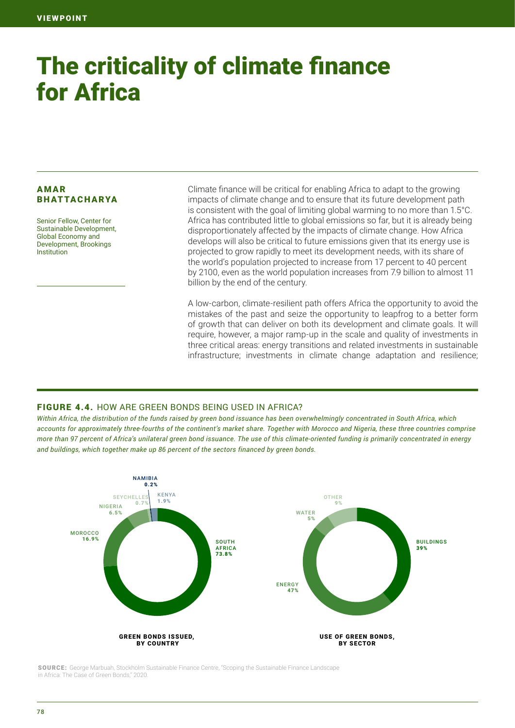# The criticality of climate finance for Africa

**AMAR BHATTACHARYA**

Senior Fellow, Center for Sustainable Development, Global Economy and Development, Brookings Institution

Climate finance will be critical for enabling Africa to adapt to the growing impacts of climate change and to ensure that its future development path is consistent with the goal of limiting global warming to no more than 1.5°C. Africa has contributed little to global emissions so far, but it is already being disproportionately affected by the impacts of climate change. How Africa develops will also be critical to future emissions given that its energy use is projected to grow rapidly to meet its development needs, with its share of the world's population projected to increase from 17 percent to 40 percent by 2100, even as the world population increases from 7.9 billion to almost 11 billion by the end of the century.

A low-carbon, climate-resilient path offers Africa the opportunity to avoid the mistakes of the past and seize the opportunity to leapfrog to a better form of growth that can deliver on both its development and climate goals. It will require, however, a major ramp-up in the scale and quality of investments in three critical areas: energy transitions and related investments in sustainable infrastructure; investments in climate change adaptation and resilience;

**FIGURE 4.4.** HOW ARE GREEN BONDS BEING USED IN AFRICA?

*Within Africa, the distribution of the funds raised by green bond issuance has been overwhelmingly concentrated in South Africa, which accounts for approximately three-fourths of the continent's market share. Together with Morocco and Nigeria, these three countries comprise more than 97 percent of Africa's unilateral green bond issuance. The use of this climate-oriented funding is primarily concentrated in energy and buildings, which together make up 86 percent of the sectors financed by green bonds.*

**GREEN BONDS ISSUED, BY COUNTRY**

| Country | Share |
|---|---|
| South Africa | 73.8% |
| Morocco | 16.9% |
| Nigeria | 6.5% |
| Kenya | 1.9% |
| Seychelles | 0.7% |
| Namibia | 0.2% |

**USE OF GREEN BONDS, BY SECTOR**

| Sector | Share |
|---|---|
| Energy | 47% |
| Buildings | 39% |
| Other | 9% |
| Water | 5% |

**SOURCE:** George Marbuah, Stockholm Sustainable Finance Centre, "Scoping the Sustainable Finance Landscape in Africa: The Case of Green Bonds," 2020.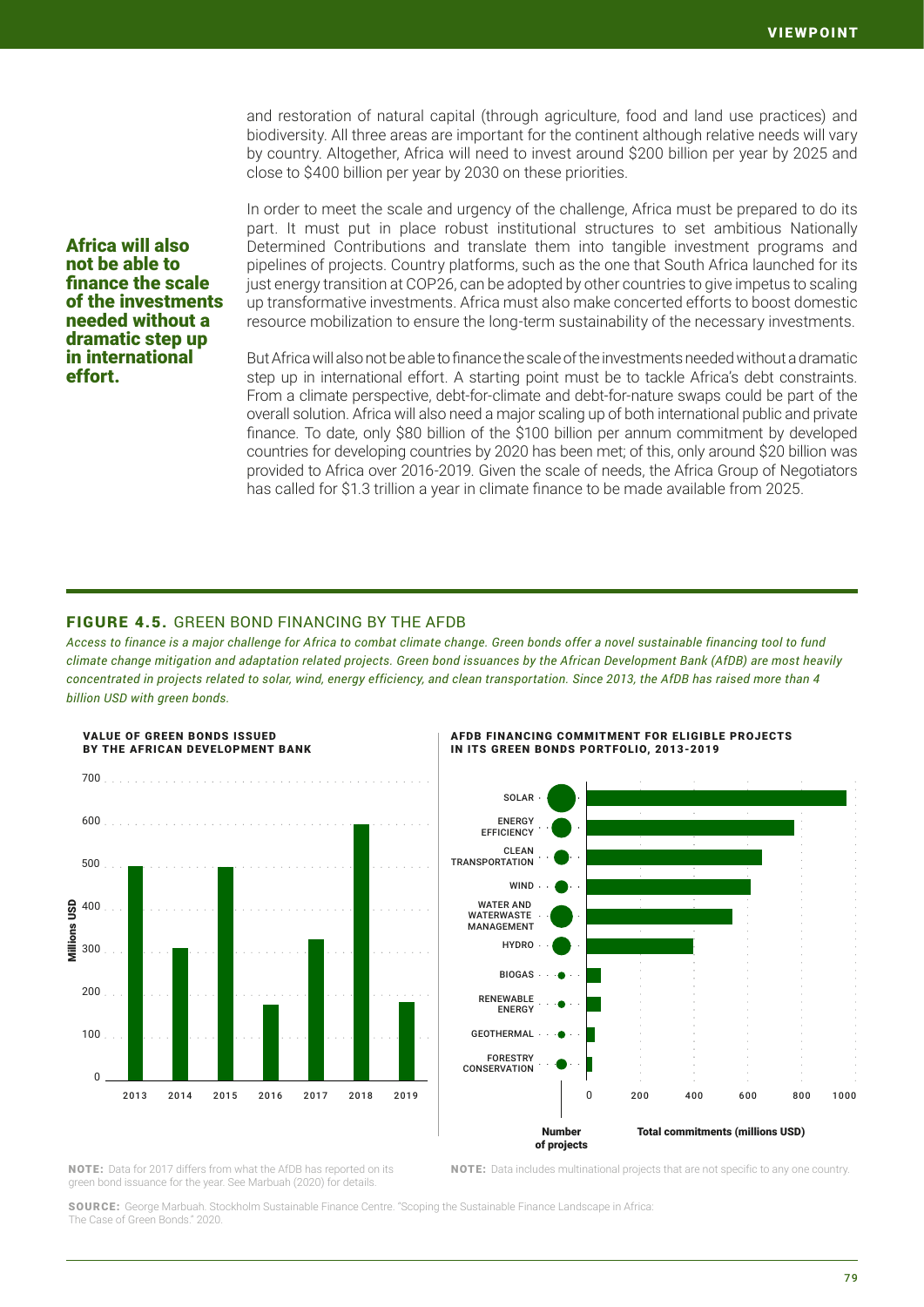and restoration of natural capital (through agriculture, food and land use practices) and biodiversity. All three areas are important for the continent although relative needs will vary by country. Altogether, Africa will need to invest around $200 billion per year by 2025 and close to $400 billion per year by 2030 on these priorities.

In order to meet the scale and urgency of the challenge, Africa must be prepared to do its part. It must put in place robust institutional structures to set ambitious Nationally Determined Contributions and translate them into tangible investment programs and pipelines of projects. Country platforms, such as the one that South Africa launched for its just energy transition at COP26, can be adopted by other countries to give impetus to scaling up transformative investments. Africa must also make concerted efforts to boost domestic resource mobilization to ensure the long-term sustainability of the necessary investments.

**Africa will also not be able to finance the scale of the investments needed without a dramatic step up in international effort.**

But Africa will also not be able to finance the scale of the investments needed without a dramatic step up in international effort. A starting point must be to tackle Africa's debt constraints. From a climate perspective, debt-for-climate and debt-for-nature swaps could be part of the overall solution. Africa will also need a major scaling up of both international public and private finance. To date, only $80 billion of the $100 billion per annum commitment by developed countries for developing countries by 2020 has been met; of this, only around $20 billion was provided to Africa over 2016-2019. Given the scale of needs, the Africa Group of Negotiators has called for $1.3 trillion a year in climate finance to be made available from 2025.

**FIGURE 4.5.** GREEN BOND FINANCING BY THE AFDB

*Access to finance is a major challenge for Africa to combat climate change. Green bonds offer a novel sustainable financing tool to fund climate change mitigation and adaptation related projects. Green bond issuances by the African Development Bank (AfDB) are most heavily concentrated in projects related to solar, wind, energy efficiency, and clean transportation. Since 2013, the AfDB has raised more than 4 billion USD with green bonds.*

**VALUE OF GREEN BONDS ISSUED BY THE AFRICAN DEVELOPMENT BANK**

Millions USD (axis 0–700); years 2013–2019 (approximate values read from chart):

| Year | Millions USD |
|---|---|
| 2013 | ~500 |
| 2014 | ~310 |
| 2015 | ~500 |
| 2016 | ~175 |
| 2017 | ~330 |
| 2018 | ~600 |
| 2019 | ~180 |

**AFDB FINANCING COMMITMENT FOR ELIGIBLE PROJECTS IN ITS GREEN BONDS PORTFOLIO, 2013-2019**

Categories: Solar; Energy Efficiency; Clean Transportation; Wind; Water and Waterwaste Management; Hydro; Biogas; Renewable Energy; Geothermal; Forestry Conservation

Number of projects | Total commitments (millions USD) (axis 0–1000)

**NOTE:** Data for 2017 differs from what the AfDB has reported on its green bond issuance for the year. See Marbuah (2020) for details.

**NOTE:** Data includes multinational projects that are not specific to any one country.

**SOURCE:** George Marbuah. Stockholm Sustainable Finance Centre. "Scoping the Sustainable Finance Landscape in Africa: The Case of Green Bonds." 2020.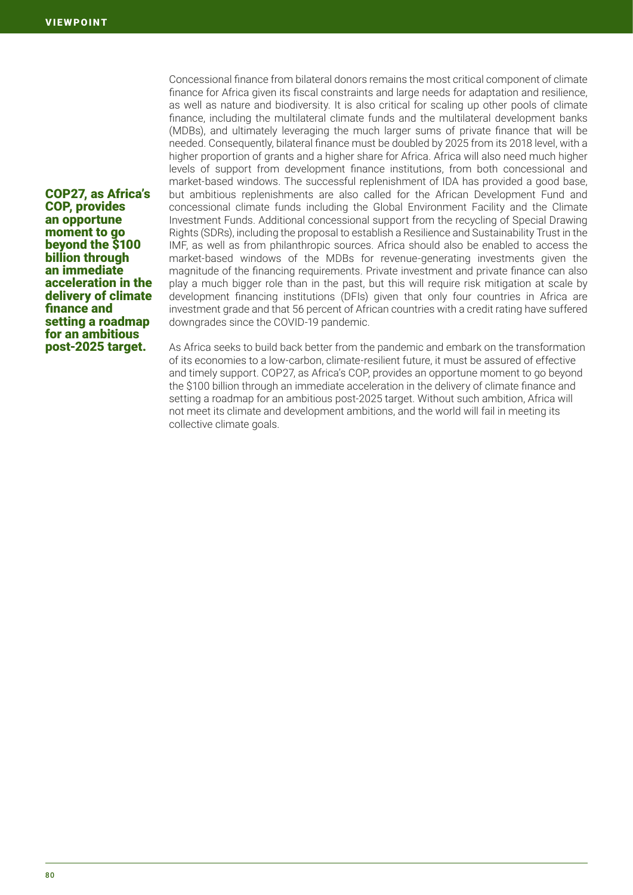Concessional finance from bilateral donors remains the most critical component of climate finance for Africa given its fiscal constraints and large needs for adaptation and resilience, as well as nature and biodiversity. It is also critical for scaling up other pools of climate finance, including the multilateral climate funds and the multilateral development banks (MDBs), and ultimately leveraging the much larger sums of private finance that will be needed. Consequently, bilateral finance must be doubled by 2025 from its 2018 level, with a higher proportion of grants and a higher share for Africa. Africa will also need much higher levels of support from development finance institutions, from both concessional and market-based windows. The successful replenishment of IDA has provided a good base, but ambitious replenishments are also called for the African Development Fund and concessional climate funds including the Global Environment Facility and the Climate Investment Funds. Additional concessional support from the recycling of Special Drawing Rights (SDRs), including the proposal to establish a Resilience and Sustainability Trust in the IMF, as well as from philanthropic sources. Africa should also be enabled to access the market-based windows of the MDBs for revenue-generating investments given the magnitude of the financing requirements. Private investment and private finance can also play a much bigger role than in the past, but this will require risk mitigation at scale by development financing institutions (DFIs) given that only four countries in Africa are investment grade and that 56 percent of African countries with a credit rating have suffered downgrades since the COVID-19 pandemic.

**COP27, as Africa's COP, provides an opportune moment to go beyond the $100 billion through an immediate acceleration in the delivery of climate finance and setting a roadmap for an ambitious post-2025 target.**

As Africa seeks to build back better from the pandemic and embark on the transformation of its economies to a low-carbon, climate-resilient future, it must be assured of effective and timely support. COP27, as Africa's COP, provides an opportune moment to go beyond the $100 billion through an immediate acceleration in the delivery of climate finance and setting a roadmap for an ambitious post-2025 target. Without such ambition, Africa will not meet its climate and development ambitions, and the world will fail in meeting its collective climate goals.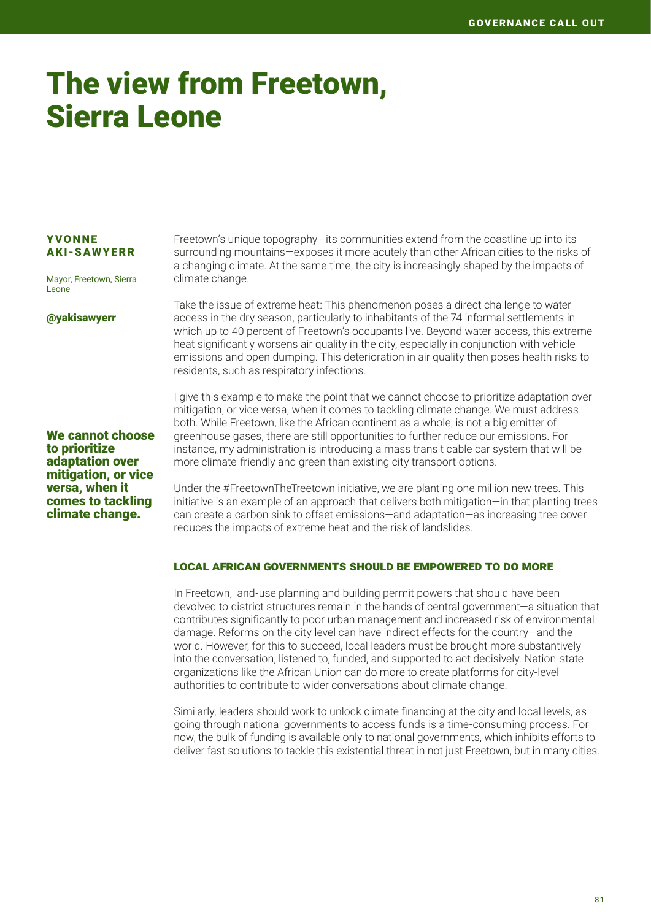# The view from Freetown, Sierra Leone

**YVONNE AKI-SAWYERR**

Mayor, Freetown, Sierra Leone

**@yakisawyerr**

Freetown's unique topography—its communities extend from the coastline up into its surrounding mountains—exposes it more acutely than other African cities to the risks of a changing climate. At the same time, the city is increasingly shaped by the impacts of climate change.

Take the issue of extreme heat: This phenomenon poses a direct challenge to water access in the dry season, particularly to inhabitants of the 74 informal settlements in which up to 40 percent of Freetown's occupants live. Beyond water access, this extreme heat significantly worsens air quality in the city, especially in conjunction with vehicle emissions and open dumping. This deterioration in air quality then poses health risks to residents, such as respiratory infections.

**We cannot choose to prioritize adaptation over mitigation, or vice versa, when it comes to tackling climate change.**

I give this example to make the point that we cannot choose to prioritize adaptation over mitigation, or vice versa, when it comes to tackling climate change. We must address both. While Freetown, like the African continent as a whole, is not a big emitter of greenhouse gases, there are still opportunities to further reduce our emissions. For instance, my administration is introducing a mass transit cable car system that will be more climate-friendly and green than existing city transport options.

Under the #FreetownTheTreetown initiative, we are planting one million new trees. This initiative is an example of an approach that delivers both mitigation—in that planting trees can create a carbon sink to offset emissions—and adaptation—as increasing tree cover reduces the impacts of extreme heat and the risk of landslides.

### LOCAL AFRICAN GOVERNMENTS SHOULD BE EMPOWERED TO DO MORE

In Freetown, land-use planning and building permit powers that should have been devolved to district structures remain in the hands of central government—a situation that contributes significantly to poor urban management and increased risk of environmental damage. Reforms on the city level can have indirect effects for the country—and the world. However, for this to succeed, local leaders must be brought more substantively into the conversation, listened to, funded, and supported to act decisively. Nation-state organizations like the African Union can do more to create platforms for city-level authorities to contribute to wider conversations about climate change.

Similarly, leaders should work to unlock climate financing at the city and local levels, as going through national governments to access funds is a time-consuming process. For now, the bulk of funding is available only to national governments, which inhibits efforts to deliver fast solutions to tackle this existential threat in not just Freetown, but in many cities.